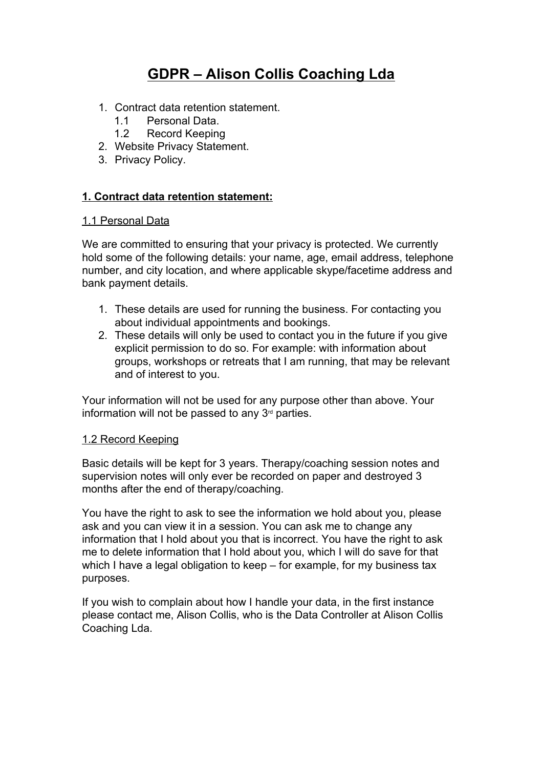# GDPR – Alison Collis Coaching Lda

1. Contract data retention statement.
   - 1.1 Personal Data.
   - 1.2 Record Keeping
2. Website Privacy Statement.
3. Privacy Policy.

## 1. Contract data retention statement:

### 1.1 Personal Data

We are committed to ensuring that your privacy is protected. We currently hold some of the following details: your name, age, email address, telephone number, and city location, and where applicable skype/facetime address and bank payment details.

1. These details are used for running the business. For contacting you about individual appointments and bookings.
2. These details will only be used to contact you in the future if you give explicit permission to do so. For example: with information about groups, workshops or retreats that I am running, that may be relevant and of interest to you.

Your information will not be used for any purpose other than above. Your information will not be passed to any 3rd parties.

### 1.2 Record Keeping

Basic details will be kept for 3 years. Therapy/coaching session notes and supervision notes will only ever be recorded on paper and destroyed 3 months after the end of therapy/coaching.

You have the right to ask to see the information we hold about you, please ask and you can view it in a session. You can ask me to change any information that I hold about you that is incorrect. You have the right to ask me to delete information that I hold about you, which I will do save for that which I have a legal obligation to keep – for example, for my business tax purposes.

If you wish to complain about how I handle your data, in the first instance please contact me, Alison Collis, who is the Data Controller at Alison Collis Coaching Lda.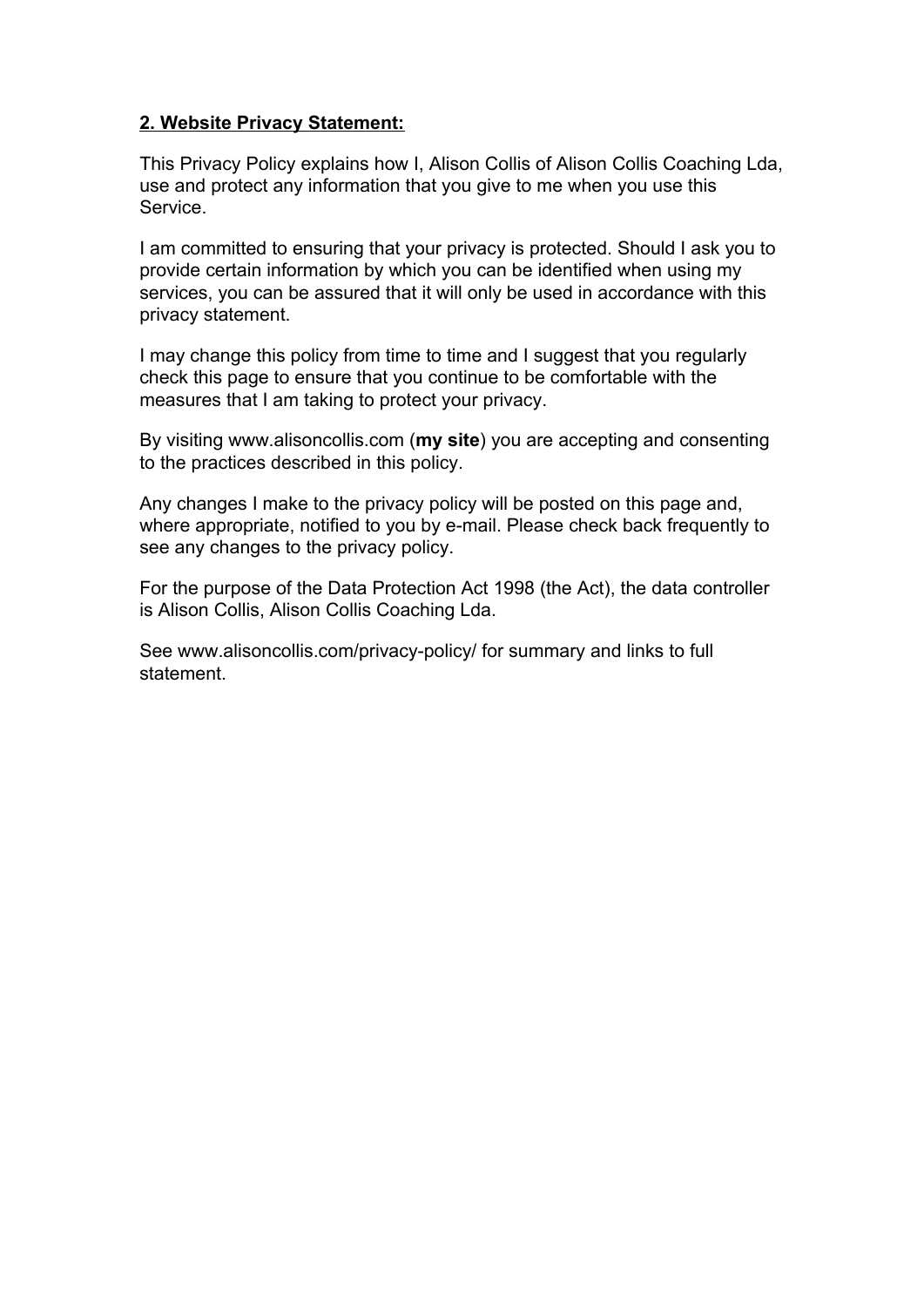## 2. Website Privacy Statement:

This Privacy Policy explains how I, Alison Collis of Alison Collis Coaching Lda, use and protect any information that you give to me when you use this Service.

I am committed to ensuring that your privacy is protected. Should I ask you to provide certain information by which you can be identified when using my services, you can be assured that it will only be used in accordance with this privacy statement.

I may change this policy from time to time and I suggest that you regularly check this page to ensure that you continue to be comfortable with the measures that I am taking to protect your privacy.

By visiting www.alisoncollis.com (**my site**) you are accepting and consenting to the practices described in this policy.

Any changes I make to the privacy policy will be posted on this page and, where appropriate, notified to you by e-mail. Please check back frequently to see any changes to the privacy policy.

For the purpose of the Data Protection Act 1998 (the Act), the data controller is Alison Collis, Alison Collis Coaching Lda.

See www.alisoncollis.com/privacy-policy/ for summary and links to full statement.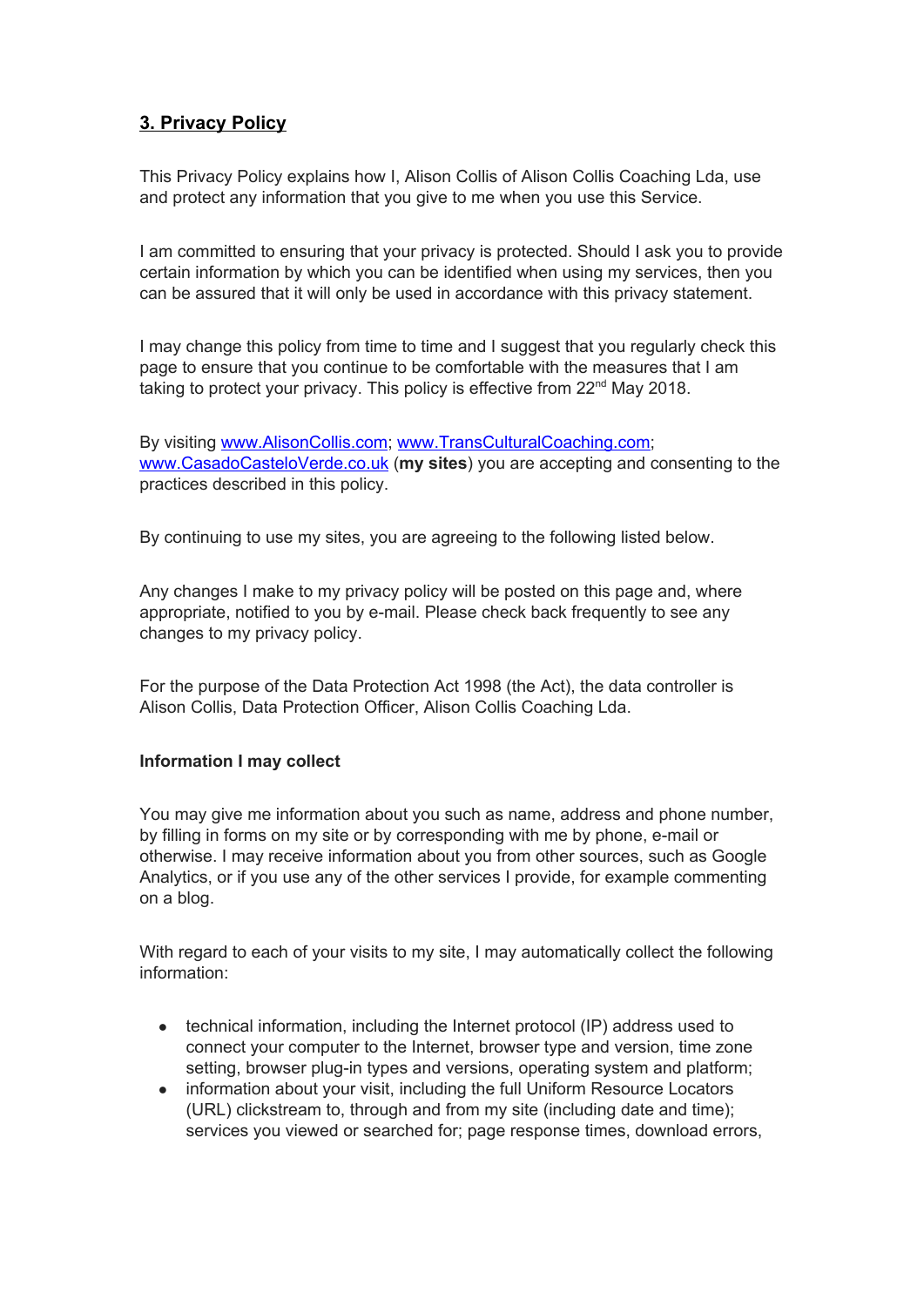## 3. Privacy Policy

This Privacy Policy explains how I, Alison Collis of Alison Collis Coaching Lda, use and protect any information that you give to me when you use this Service.

I am committed to ensuring that your privacy is protected. Should I ask you to provide certain information by which you can be identified when using my services, then you can be assured that it will only be used in accordance with this privacy statement.

I may change this policy from time to time and I suggest that you regularly check this page to ensure that you continue to be comfortable with the measures that I am taking to protect your privacy. This policy is effective from 22nd May 2018.

By visiting [www.AlisonCollis.com](http://www.AlisonCollis.com); [www.TransCulturalCoaching.com](http://www.TransCulturalCoaching.com); [www.CasadoCasteloVerde.co.uk](http://www.CasadoCasteloVerde.co.uk) (**my sites**) you are accepting and consenting to the practices described in this policy.

By continuing to use my sites, you are agreeing to the following listed below.

Any changes I make to my privacy policy will be posted on this page and, where appropriate, notified to you by e-mail. Please check back frequently to see any changes to my privacy policy.

For the purpose of the Data Protection Act 1998 (the Act), the data controller is Alison Collis, Data Protection Officer, Alison Collis Coaching Lda.

**Information I may collect**

You may give me information about you such as name, address and phone number, by filling in forms on my site or by corresponding with me by phone, e-mail or otherwise. I may receive information about you from other sources, such as Google Analytics, or if you use any of the other services I provide, for example commenting on a blog.

With regard to each of your visits to my site, I may automatically collect the following information:

- technical information, including the Internet protocol (IP) address used to connect your computer to the Internet, browser type and version, time zone setting, browser plug-in types and versions, operating system and platform;
- information about your visit, including the full Uniform Resource Locators (URL) clickstream to, through and from my site (including date and time); services you viewed or searched for; page response times, download errors,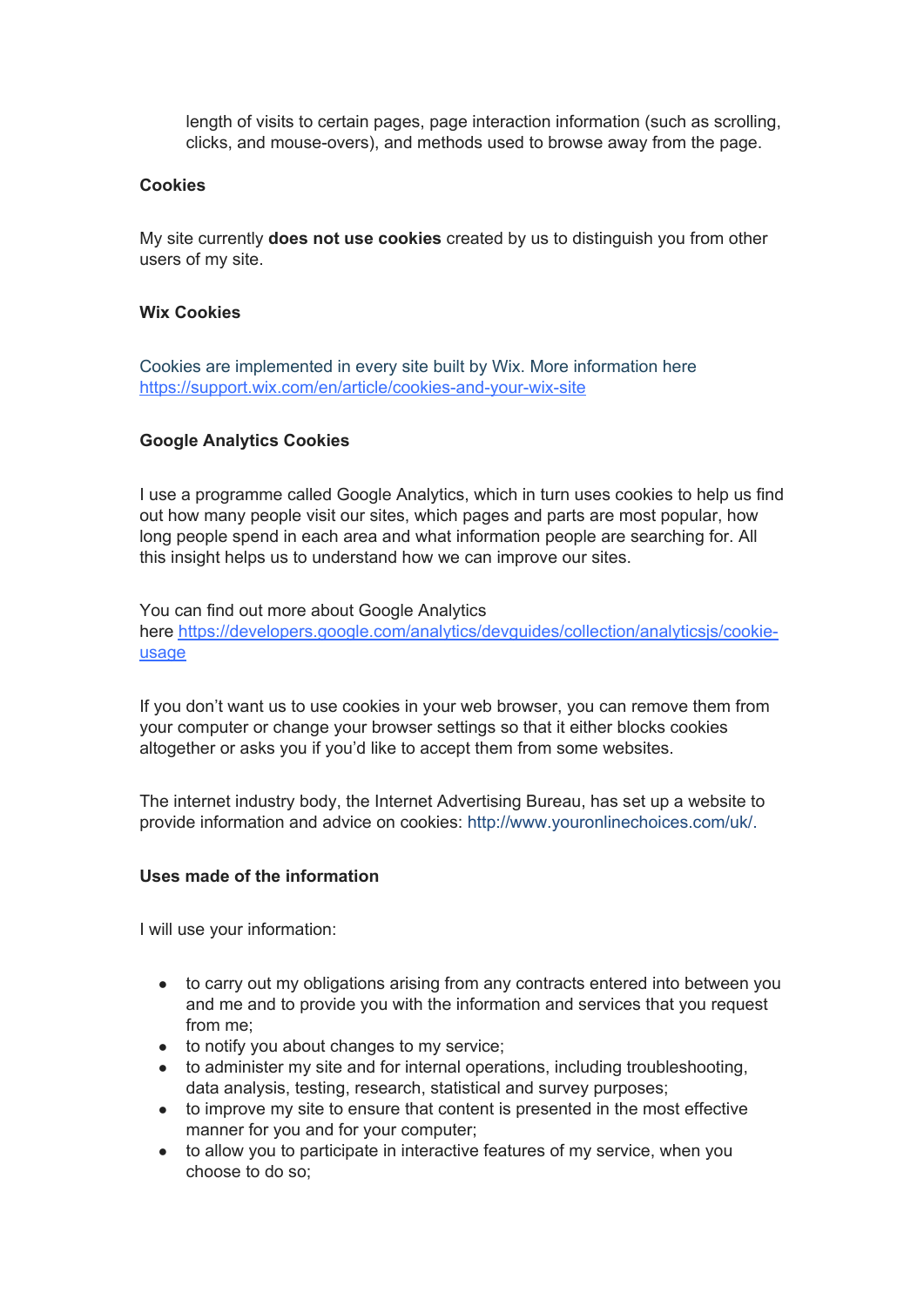length of visits to certain pages, page interaction information (such as scrolling, clicks, and mouse-overs), and methods used to browse away from the page.

**Cookies**

My site currently **does not use cookies** created by us to distinguish you from other users of my site.

**Wix Cookies**

Cookies are implemented in every site built by Wix. More information here https://support.wix.com/en/article/cookies-and-your-wix-site

**Google Analytics Cookies**

I use a programme called Google Analytics, which in turn uses cookies to help us find out how many people visit our sites, which pages and parts are most popular, how long people spend in each area and what information people are searching for. All this insight helps us to understand how we can improve our sites.

You can find out more about Google Analytics here https://developers.google.com/analytics/devguides/collection/analyticsjs/cookie-usage

If you don't want us to use cookies in your web browser, you can remove them from your computer or change your browser settings so that it either blocks cookies altogether or asks you if you'd like to accept them from some websites.

The internet industry body, the Internet Advertising Bureau, has set up a website to provide information and advice on cookies: http://www.youronlinechoices.com/uk/.

**Uses made of the information**

I will use your information:

- to carry out my obligations arising from any contracts entered into between you and me and to provide you with the information and services that you request from me;
- to notify you about changes to my service;
- to administer my site and for internal operations, including troubleshooting, data analysis, testing, research, statistical and survey purposes;
- to improve my site to ensure that content is presented in the most effective manner for you and for your computer;
- to allow you to participate in interactive features of my service, when you choose to do so;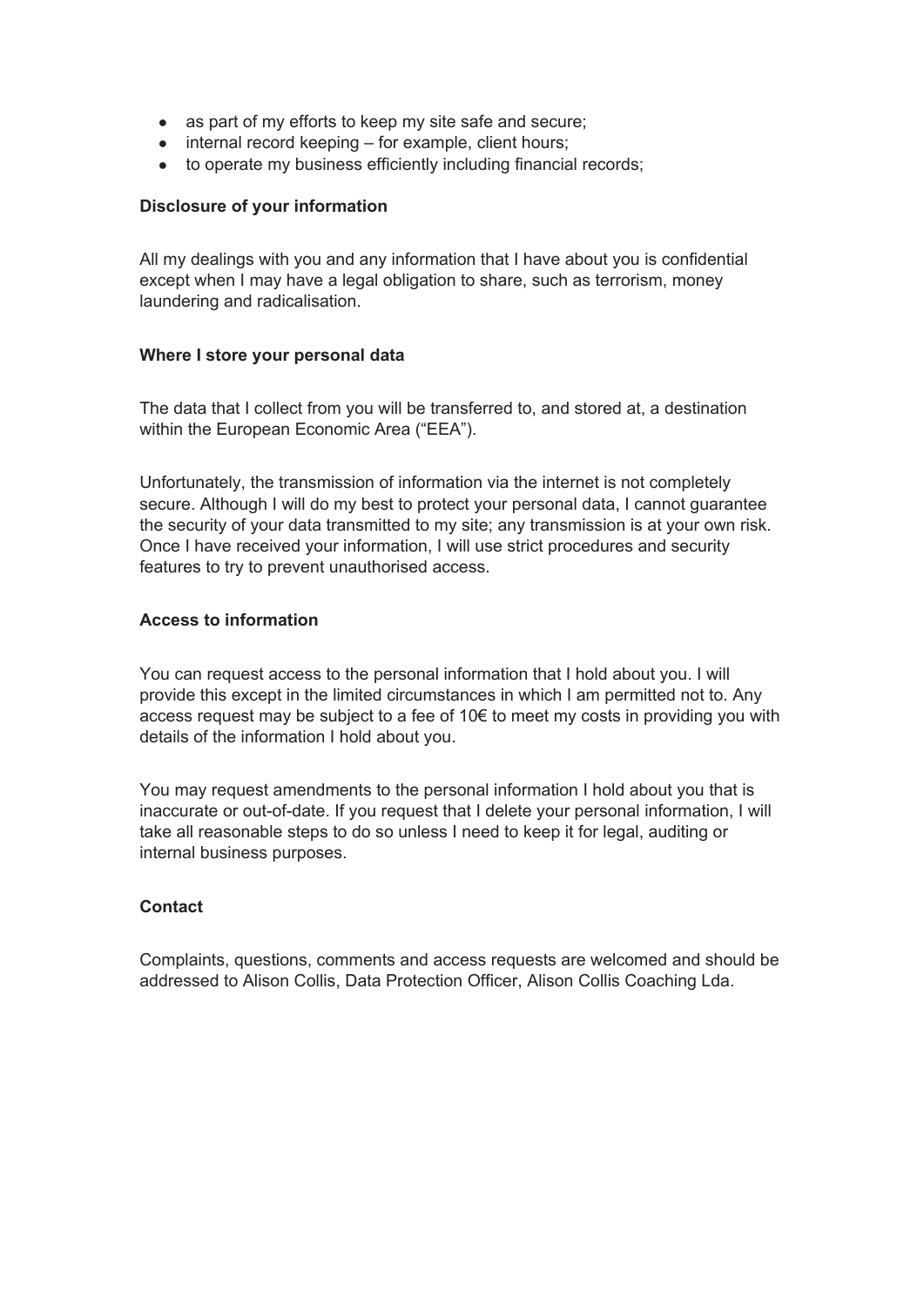- as part of my efforts to keep my site safe and secure;
- internal record keeping – for example, client hours;
- to operate my business efficiently including financial records;

**Disclosure of your information**

All my dealings with you and any information that I have about you is confidential except when I may have a legal obligation to share, such as terrorism, money laundering and radicalisation.

**Where I store your personal data**

The data that I collect from you will be transferred to, and stored at, a destination within the European Economic Area ("EEA").

Unfortunately, the transmission of information via the internet is not completely secure. Although I will do my best to protect your personal data, I cannot guarantee the security of your data transmitted to my site; any transmission is at your own risk. Once I have received your information, I will use strict procedures and security features to try to prevent unauthorised access.

**Access to information**

You can request access to the personal information that I hold about you. I will provide this except in the limited circumstances in which I am permitted not to. Any access request may be subject to a fee of 10€ to meet my costs in providing you with details of the information I hold about you.

You may request amendments to the personal information I hold about you that is inaccurate or out-of-date. If you request that I delete your personal information, I will take all reasonable steps to do so unless I need to keep it for legal, auditing or internal business purposes.

**Contact**

Complaints, questions, comments and access requests are welcomed and should be addressed to Alison Collis, Data Protection Officer, Alison Collis Coaching Lda.